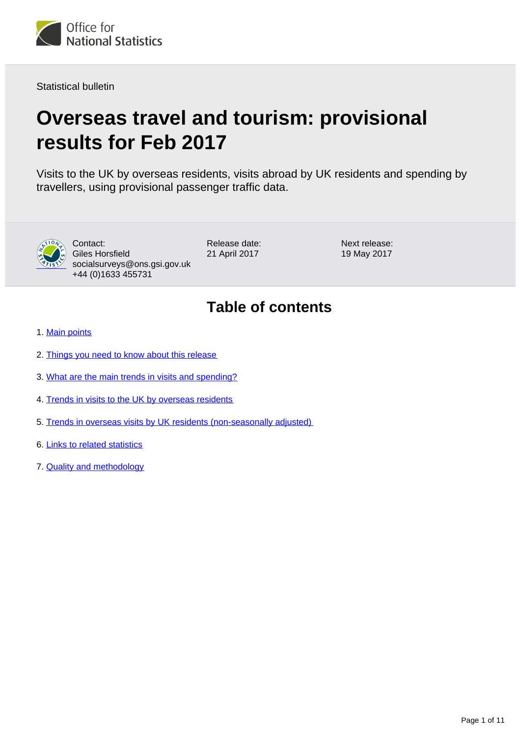Office for National Statistics

Statistical bulletin

# Overseas travel and tourism: provisional results for Feb 2017

Visits to the UK by overseas residents, visits abroad by UK residents and spending by travellers, using provisional passenger traffic data.

Contact:
Giles Horsfield
socialsurveys@ons.gsi.gov.uk
+44 (0)1633 455731

Release date:
21 April 2017

Next release:
19 May 2017

## Table of contents

1. Main points
2. Things you need to know about this release
3. What are the main trends in visits and spending?
4. Trends in visits to the UK by overseas residents
5. Trends in overseas visits by UK residents (non-seasonally adjusted)
6. Links to related statistics
7. Quality and methodology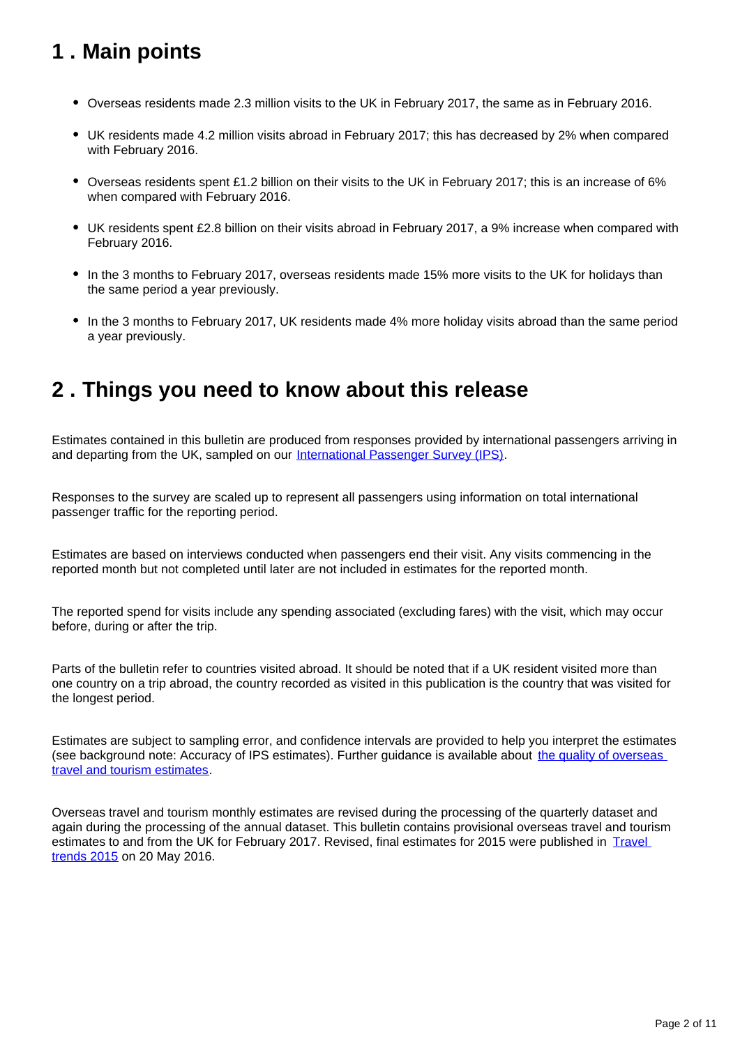## 1 . Main points

- Overseas residents made 2.3 million visits to the UK in February 2017, the same as in February 2016.
- UK residents made 4.2 million visits abroad in February 2017; this has decreased by 2% when compared with February 2016.
- Overseas residents spent £1.2 billion on their visits to the UK in February 2017; this is an increase of 6% when compared with February 2016.
- UK residents spent £2.8 billion on their visits abroad in February 2017, a 9% increase when compared with February 2016.
- In the 3 months to February 2017, overseas residents made 15% more visits to the UK for holidays than the same period a year previously.
- In the 3 months to February 2017, UK residents made 4% more holiday visits abroad than the same period a year previously.

## 2 . Things you need to know about this release

Estimates contained in this bulletin are produced from responses provided by international passengers arriving in and departing from the UK, sampled on our International Passenger Survey (IPS).

Responses to the survey are scaled up to represent all passengers using information on total international passenger traffic for the reporting period.

Estimates are based on interviews conducted when passengers end their visit. Any visits commencing in the reported month but not completed until later are not included in estimates for the reported month.

The reported spend for visits include any spending associated (excluding fares) with the visit, which may occur before, during or after the trip.

Parts of the bulletin refer to countries visited abroad. It should be noted that if a UK resident visited more than one country on a trip abroad, the country recorded as visited in this publication is the country that was visited for the longest period.

Estimates are subject to sampling error, and confidence intervals are provided to help you interpret the estimates (see background note: Accuracy of IPS estimates). Further guidance is available about the quality of overseas travel and tourism estimates.

Overseas travel and tourism monthly estimates are revised during the processing of the quarterly dataset and again during the processing of the annual dataset. This bulletin contains provisional overseas travel and tourism estimates to and from the UK for February 2017. Revised, final estimates for 2015 were published in Travel trends 2015 on 20 May 2016.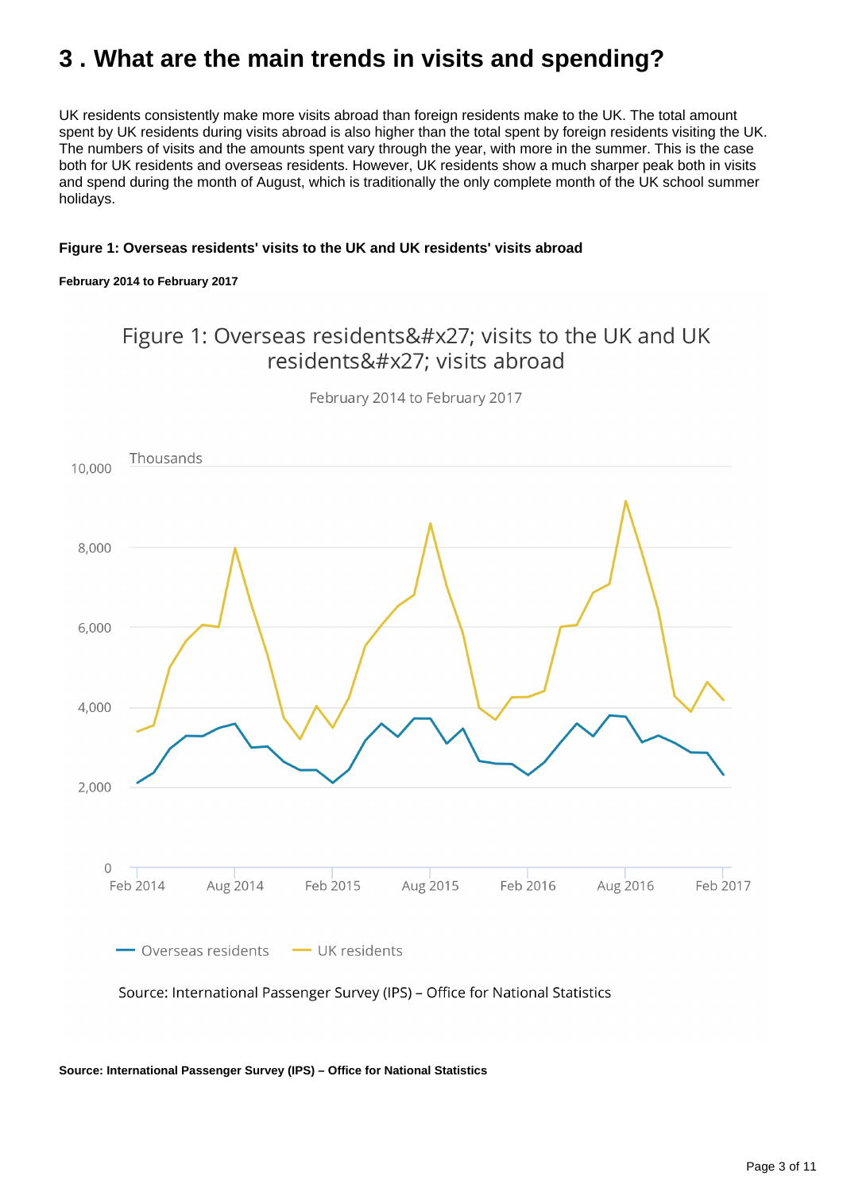# 3 . What are the main trends in visits and spending?

UK residents consistently make more visits abroad than foreign residents make to the UK. The total amount spent by UK residents during visits abroad is also higher than the total spent by foreign residents visiting the UK. The numbers of visits and the amounts spent vary through the year, with more in the summer. This is the case both for UK residents and overseas residents. However, UK residents show a much sharper peak both in visits and spend during the month of August, which is traditionally the only complete month of the UK school summer holidays.

**Figure 1: Overseas residents' visits to the UK and UK residents' visits abroad**

**February 2014 to February 2017**

Figure 1: Overseas residents&#x27; visits to the UK and UK residents&#x27; visits abroad

February 2014 to February 2017

Thousands

10,000

8,000

6,000

4,000

2,000

0

Feb 2014 Aug 2014 Feb 2015 Aug 2015 Feb 2016 Aug 2016 Feb 2017

Overseas residents UK residents

Source: International Passenger Survey (IPS) – Office for National Statistics

**Source: International Passenger Survey (IPS) – Office for National Statistics**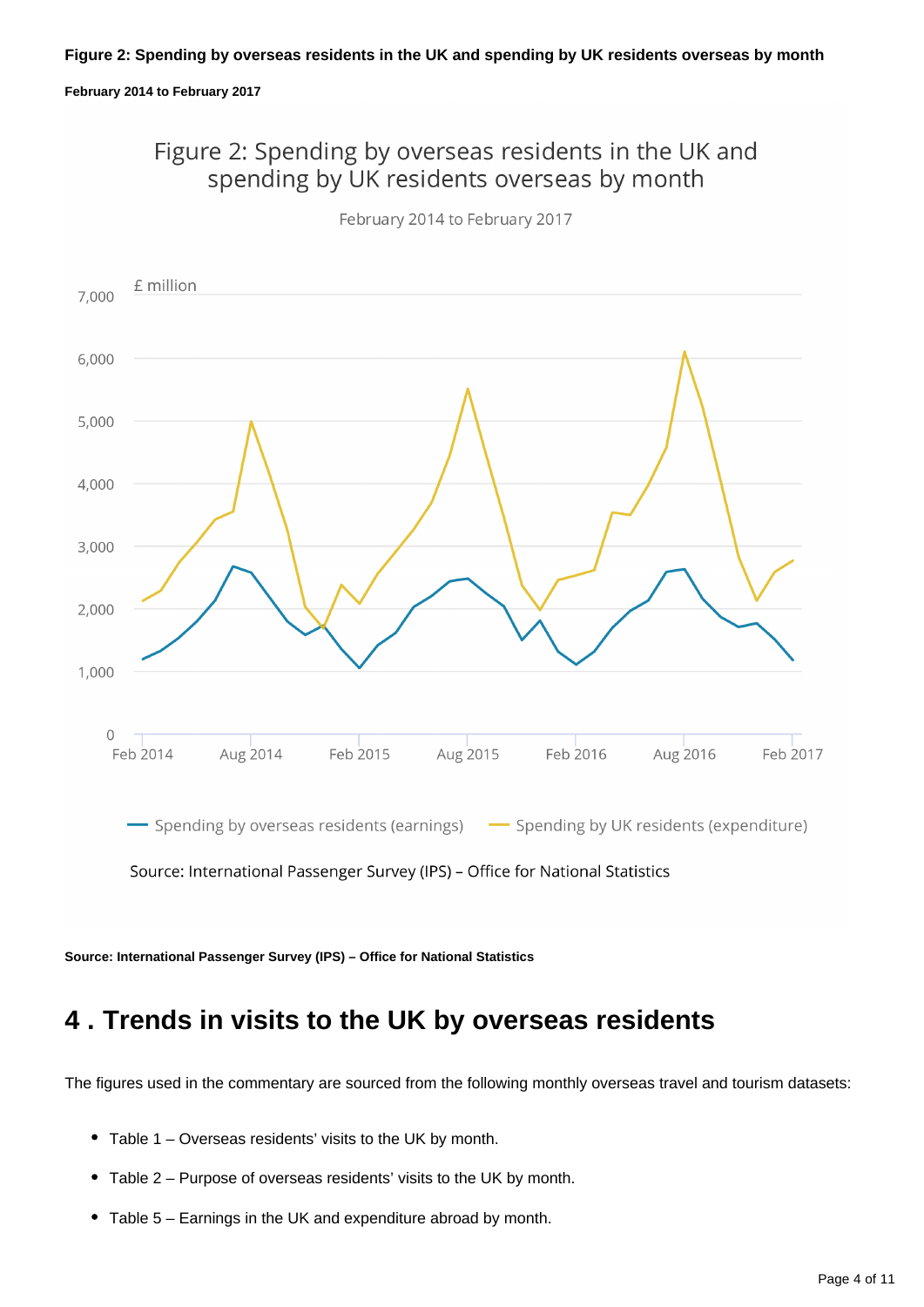**Figure 2: Spending by overseas residents in the UK and spending by UK residents overseas by month**

**February 2014 to February 2017**

**Source: International Passenger Survey (IPS) – Office for National Statistics**

## 4 . Trends in visits to the UK by overseas residents

The figures used in the commentary are sourced from the following monthly overseas travel and tourism datasets:

- Table 1 – Overseas residents' visits to the UK by month.
- Table 2 – Purpose of overseas residents' visits to the UK by month.
- Table 5 – Earnings in the UK and expenditure abroad by month.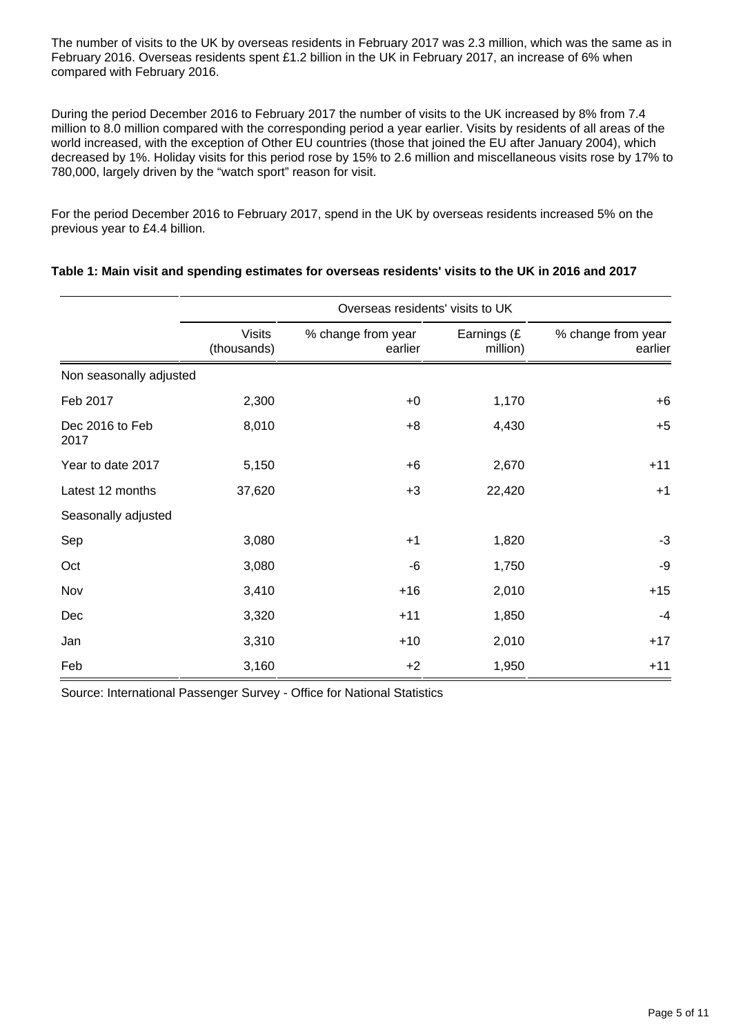The number of visits to the UK by overseas residents in February 2017 was 2.3 million, which was the same as in February 2016. Overseas residents spent £1.2 billion in the UK in February 2017, an increase of 6% when compared with February 2016.

During the period December 2016 to February 2017 the number of visits to the UK increased by 8% from 7.4 million to 8.0 million compared with the corresponding period a year earlier. Visits by residents of all areas of the world increased, with the exception of Other EU countries (those that joined the EU after January 2004), which decreased by 1%. Holiday visits for this period rose by 15% to 2.6 million and miscellaneous visits rose by 17% to 780,000, largely driven by the "watch sport" reason for visit.

For the period December 2016 to February 2017, spend in the UK by overseas residents increased 5% on the previous year to £4.4 billion.

**Table 1: Main visit and spending estimates for overseas residents' visits to the UK in 2016 and 2017**

| | Overseas residents' visits to UK | | | |
|---|---|---|---|---|
| | Visits (thousands) | % change from year earlier | Earnings (£ million) | % change from year earlier |
| Non seasonally adjusted | | | | |
| Feb 2017 | 2,300 | +0 | 1,170 | +6 |
| Dec 2016 to Feb 2017 | 8,010 | +8 | 4,430 | +5 |
| Year to date 2017 | 5,150 | +6 | 2,670 | +11 |
| Latest 12 months | 37,620 | +3 | 22,420 | +1 |
| Seasonally adjusted | | | | |
| Sep | 3,080 | +1 | 1,820 | -3 |
| Oct | 3,080 | -6 | 1,750 | -9 |
| Nov | 3,410 | +16 | 2,010 | +15 |
| Dec | 3,320 | +11 | 1,850 | -4 |
| Jan | 3,310 | +10 | 2,010 | +17 |
| Feb | 3,160 | +2 | 1,950 | +11 |

Source: International Passenger Survey - Office for National Statistics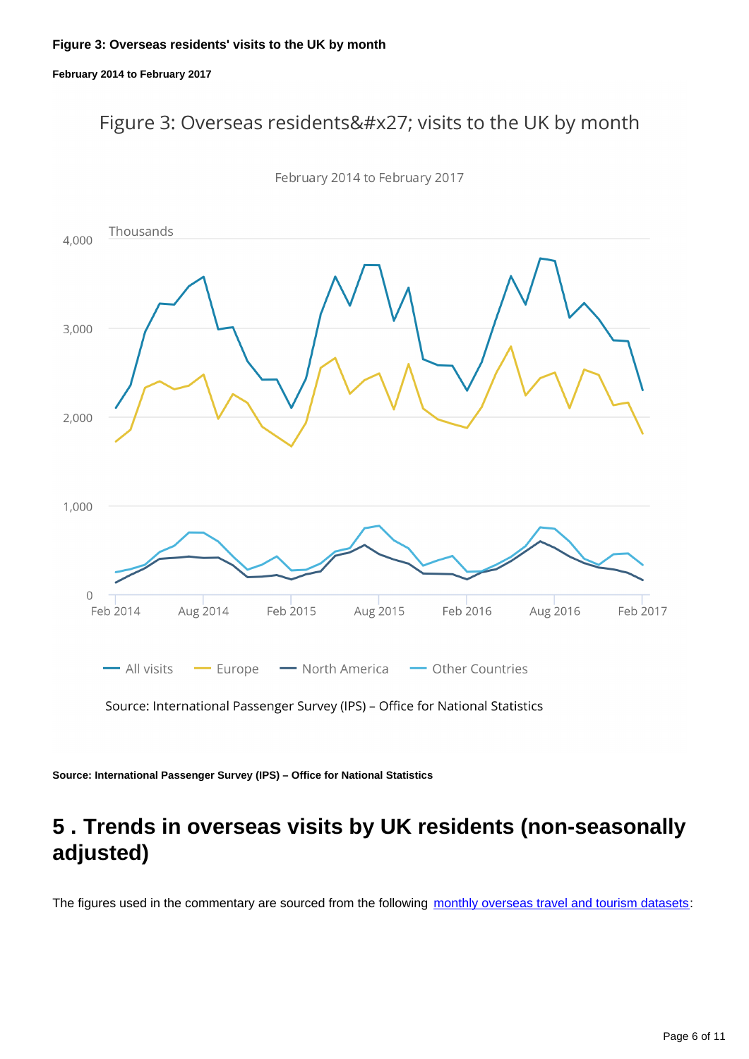**Figure 3: Overseas residents' visits to the UK by month**

**February 2014 to February 2017**

**Source: International Passenger Survey (IPS) – Office for National Statistics**

## 5 . Trends in overseas visits by UK residents (non-seasonally adjusted)

The figures used in the commentary are sourced from the following [monthly overseas travel and tourism datasets](monthly overseas travel and tourism datasets):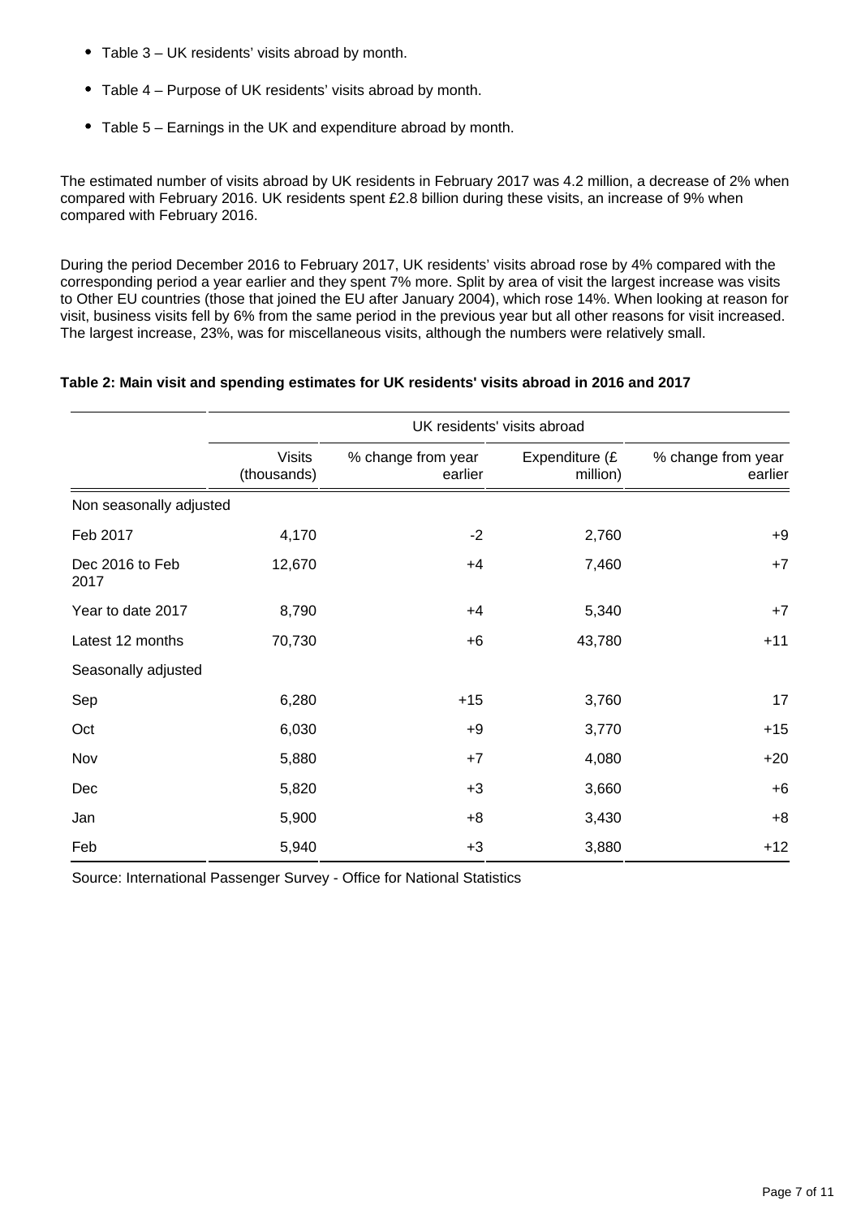- Table 3 – UK residents' visits abroad by month.
- Table 4 – Purpose of UK residents' visits abroad by month.
- Table 5 – Earnings in the UK and expenditure abroad by month.

The estimated number of visits abroad by UK residents in February 2017 was 4.2 million, a decrease of 2% when compared with February 2016. UK residents spent £2.8 billion during these visits, an increase of 9% when compared with February 2016.

During the period December 2016 to February 2017, UK residents' visits abroad rose by 4% compared with the corresponding period a year earlier and they spent 7% more. Split by area of visit the largest increase was visits to Other EU countries (those that joined the EU after January 2004), which rose 14%. When looking at reason for visit, business visits fell by 6% from the same period in the previous year but all other reasons for visit increased. The largest increase, 23%, was for miscellaneous visits, although the numbers were relatively small.

**Table 2: Main visit and spending estimates for UK residents' visits abroad in 2016 and 2017**

| | UK residents' visits abroad | | | |
|---|---|---|---|---|
| | Visits (thousands) | % change from year earlier | Expenditure (£ million) | % change from year earlier |
| Non seasonally adjusted | | | | |
| Feb 2017 | 4,170 | -2 | 2,760 | +9 |
| Dec 2016 to Feb 2017 | 12,670 | +4 | 7,460 | +7 |
| Year to date 2017 | 8,790 | +4 | 5,340 | +7 |
| Latest 12 months | 70,730 | +6 | 43,780 | +11 |
| Seasonally adjusted | | | | |
| Sep | 6,280 | +15 | 3,760 | 17 |
| Oct | 6,030 | +9 | 3,770 | +15 |
| Nov | 5,880 | +7 | 4,080 | +20 |
| Dec | 5,820 | +3 | 3,660 | +6 |
| Jan | 5,900 | +8 | 3,430 | +8 |
| Feb | 5,940 | +3 | 3,880 | +12 |

Source: International Passenger Survey - Office for National Statistics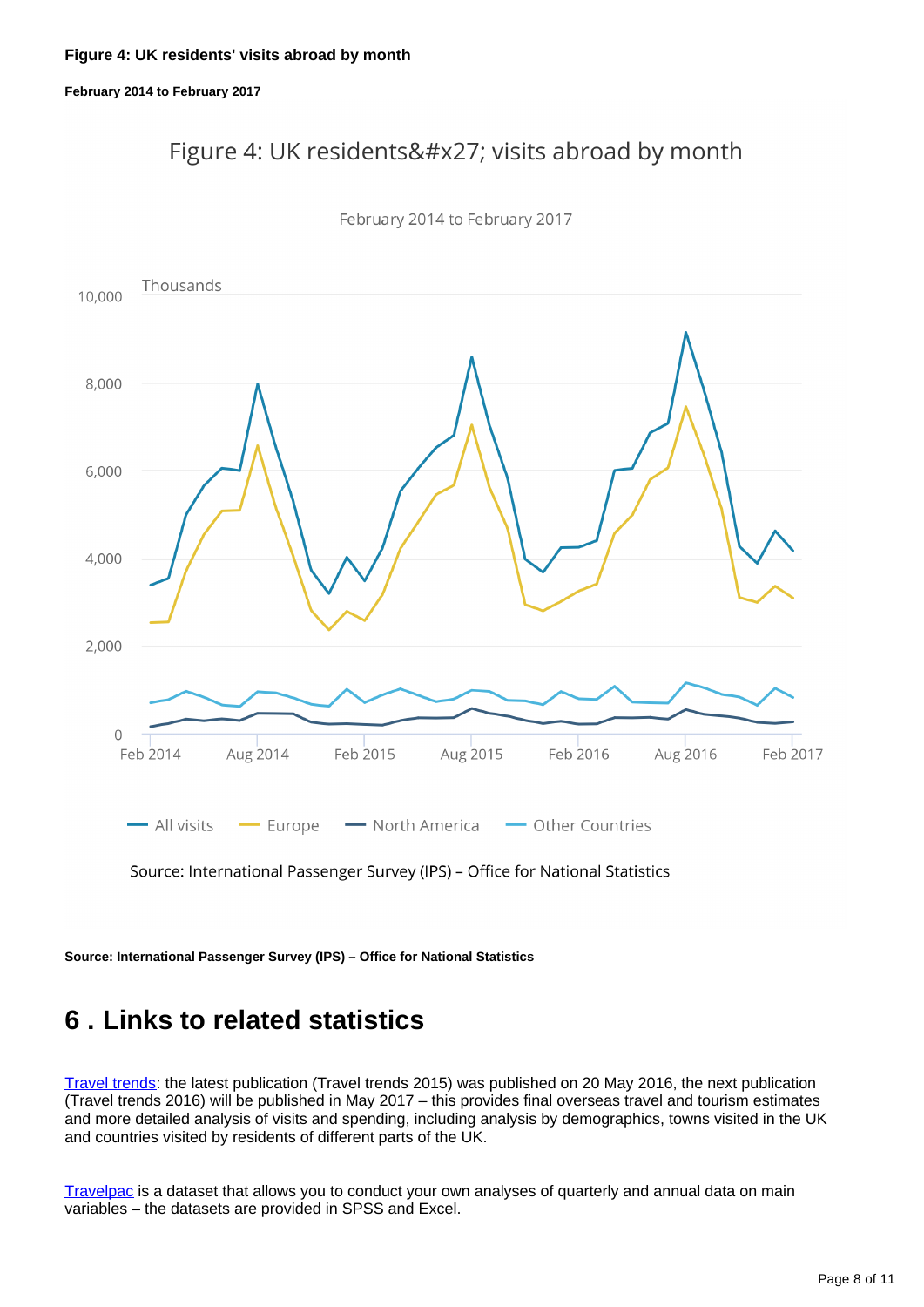**Figure 4: UK residents' visits abroad by month**

**February 2014 to February 2017**

**Source: International Passenger Survey (IPS) – Office for National Statistics**

## 6 . Links to related statistics

[Travel trends](): the latest publication (Travel trends 2015) was published on 20 May 2016, the next publication (Travel trends 2016) will be published in May 2017 – this provides final overseas travel and tourism estimates and more detailed analysis of visits and spending, including analysis by demographics, towns visited in the UK and countries visited by residents of different parts of the UK.

[Travelpac]() is a dataset that allows you to conduct your own analyses of quarterly and annual data on main variables – the datasets are provided in SPSS and Excel.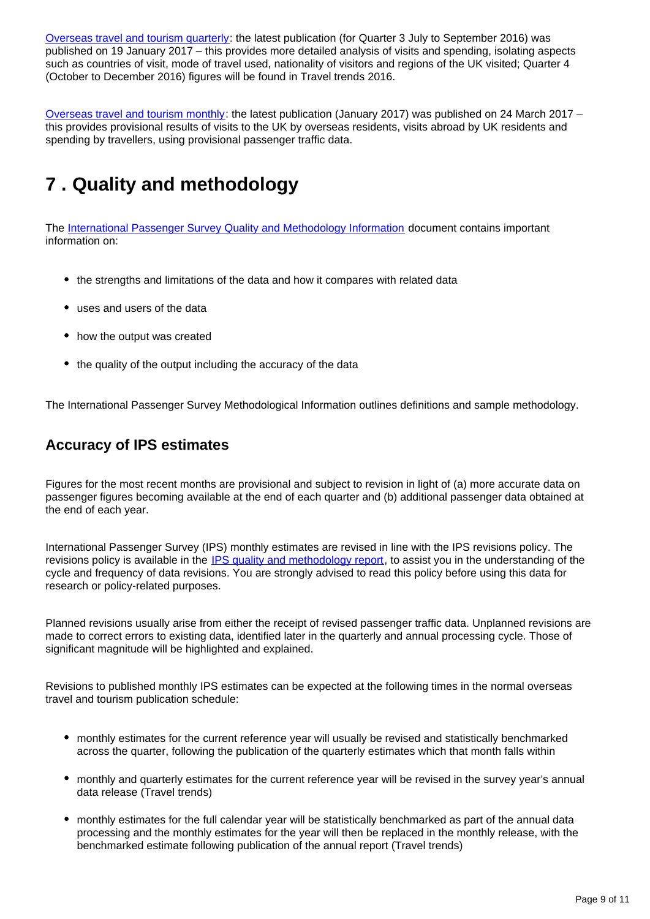[Overseas travel and tourism quarterly](): the latest publication (for Quarter 3 July to September 2016) was published on 19 January 2017 – this provides more detailed analysis of visits and spending, isolating aspects such as countries of visit, mode of travel used, nationality of visitors and regions of the UK visited; Quarter 4 (October to December 2016) figures will be found in Travel trends 2016.

[Overseas travel and tourism monthly](): the latest publication (January 2017) was published on 24 March 2017 – this provides provisional results of visits to the UK by overseas residents, visits abroad by UK residents and spending by travellers, using provisional passenger traffic data.

## 7 . Quality and methodology

The [International Passenger Survey Quality and Methodology Information]() document contains important information on:

- the strengths and limitations of the data and how it compares with related data
- uses and users of the data
- how the output was created
- the quality of the output including the accuracy of the data

The International Passenger Survey Methodological Information outlines definitions and sample methodology.

### Accuracy of IPS estimates

Figures for the most recent months are provisional and subject to revision in light of (a) more accurate data on passenger figures becoming available at the end of each quarter and (b) additional passenger data obtained at the end of each year.

International Passenger Survey (IPS) monthly estimates are revised in line with the IPS revisions policy. The revisions policy is available in the [IPS quality and methodology report](), to assist you in the understanding of the cycle and frequency of data revisions. You are strongly advised to read this policy before using this data for research or policy-related purposes.

Planned revisions usually arise from either the receipt of revised passenger traffic data. Unplanned revisions are made to correct errors to existing data, identified later in the quarterly and annual processing cycle. Those of significant magnitude will be highlighted and explained.

Revisions to published monthly IPS estimates can be expected at the following times in the normal overseas travel and tourism publication schedule:

- monthly estimates for the current reference year will usually be revised and statistically benchmarked across the quarter, following the publication of the quarterly estimates which that month falls within
- monthly and quarterly estimates for the current reference year will be revised in the survey year's annual data release (Travel trends)
- monthly estimates for the full calendar year will be statistically benchmarked as part of the annual data processing and the monthly estimates for the year will then be replaced in the monthly release, with the benchmarked estimate following publication of the annual report (Travel trends)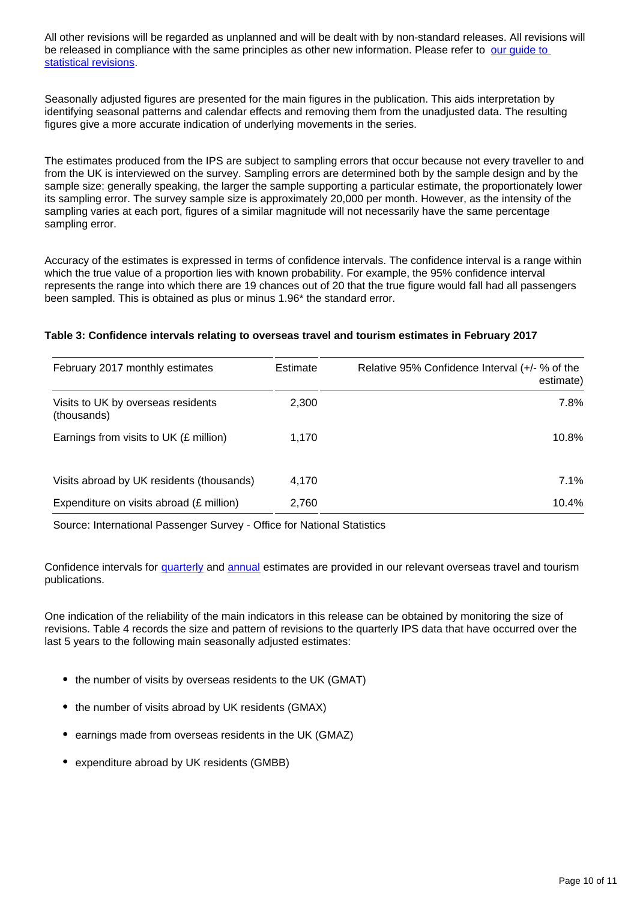All other revisions will be regarded as unplanned and will be dealt with by non-standard releases. All revisions will be released in compliance with the same principles as other new information. Please refer to [our guide to statistical revisions](#).

Seasonally adjusted figures are presented for the main figures in the publication. This aids interpretation by identifying seasonal patterns and calendar effects and removing them from the unadjusted data. The resulting figures give a more accurate indication of underlying movements in the series.

The estimates produced from the IPS are subject to sampling errors that occur because not every traveller to and from the UK is interviewed on the survey. Sampling errors are determined both by the sample design and by the sample size: generally speaking, the larger the sample supporting a particular estimate, the proportionately lower its sampling error. The survey sample size is approximately 20,000 per month. However, as the intensity of the sampling varies at each port, figures of a similar magnitude will not necessarily have the same percentage sampling error.

Accuracy of the estimates is expressed in terms of confidence intervals. The confidence interval is a range within which the true value of a proportion lies with known probability. For example, the 95% confidence interval represents the range into which there are 19 chances out of 20 that the true figure would fall had all passengers been sampled. This is obtained as plus or minus 1.96* the standard error.

**Table 3: Confidence intervals relating to overseas travel and tourism estimates in February 2017**

| February 2017 monthly estimates | Estimate | Relative 95% Confidence Interval (+/- % of the estimate) |
|---|---|---|
| Visits to UK by overseas residents (thousands) | 2,300 | 7.8% |
| Earnings from visits to UK (£ million) | 1,170 | 10.8% |
| Visits abroad by UK residents (thousands) | 4,170 | 7.1% |
| Expenditure on visits abroad (£ million) | 2,760 | 10.4% |

Source: International Passenger Survey - Office for National Statistics

Confidence intervals for [quarterly](#) and [annual](#) estimates are provided in our relevant overseas travel and tourism publications.

One indication of the reliability of the main indicators in this release can be obtained by monitoring the size of revisions. Table 4 records the size and pattern of revisions to the quarterly IPS data that have occurred over the last 5 years to the following main seasonally adjusted estimates:

- the number of visits by overseas residents to the UK (GMAT)
- the number of visits abroad by UK residents (GMAX)
- earnings made from overseas residents in the UK (GMAZ)
- expenditure abroad by UK residents (GMBB)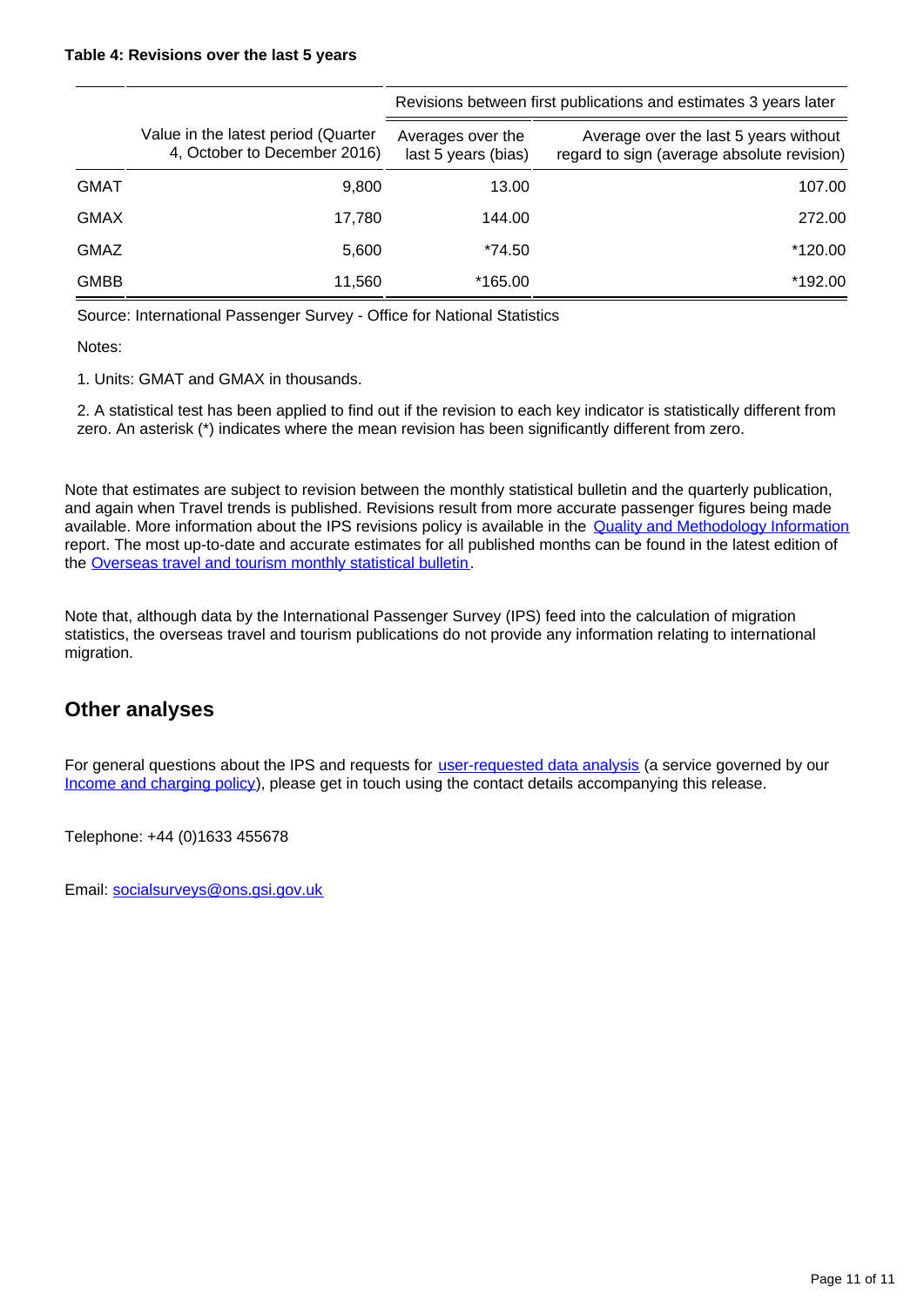**Table 4: Revisions over the last 5 years**

| | Value in the latest period (Quarter 4, October to December 2016) | Revisions between first publications and estimates 3 years later | |
|---|---|---|---|
| | | Averages over the last 5 years (bias) | Average over the last 5 years without regard to sign (average absolute revision) |
| GMAT | 9,800 | 13.00 | 107.00 |
| GMAX | 17,780 | 144.00 | 272.00 |
| GMAZ | 5,600 | *74.50 | *120.00 |
| GMBB | 11,560 | *165.00 | *192.00 |

Source: International Passenger Survey - Office for National Statistics

Notes:

1. Units: GMAT and GMAX in thousands.

2. A statistical test has been applied to find out if the revision to each key indicator is statistically different from zero. An asterisk (*) indicates where the mean revision has been significantly different from zero.

Note that estimates are subject to revision between the monthly statistical bulletin and the quarterly publication, and again when Travel trends is published. Revisions result from more accurate passenger figures being made available. More information about the IPS revisions policy is available in the Quality and Methodology Information report. The most up-to-date and accurate estimates for all published months can be found in the latest edition of the Overseas travel and tourism monthly statistical bulletin.

Note that, although data by the International Passenger Survey (IPS) feed into the calculation of migration statistics, the overseas travel and tourism publications do not provide any information relating to international migration.

## Other analyses

For general questions about the IPS and requests for user-requested data analysis (a service governed by our Income and charging policy), please get in touch using the contact details accompanying this release.

Telephone: +44 (0)1633 455678

Email: socialsurveys@ons.gsi.gov.uk